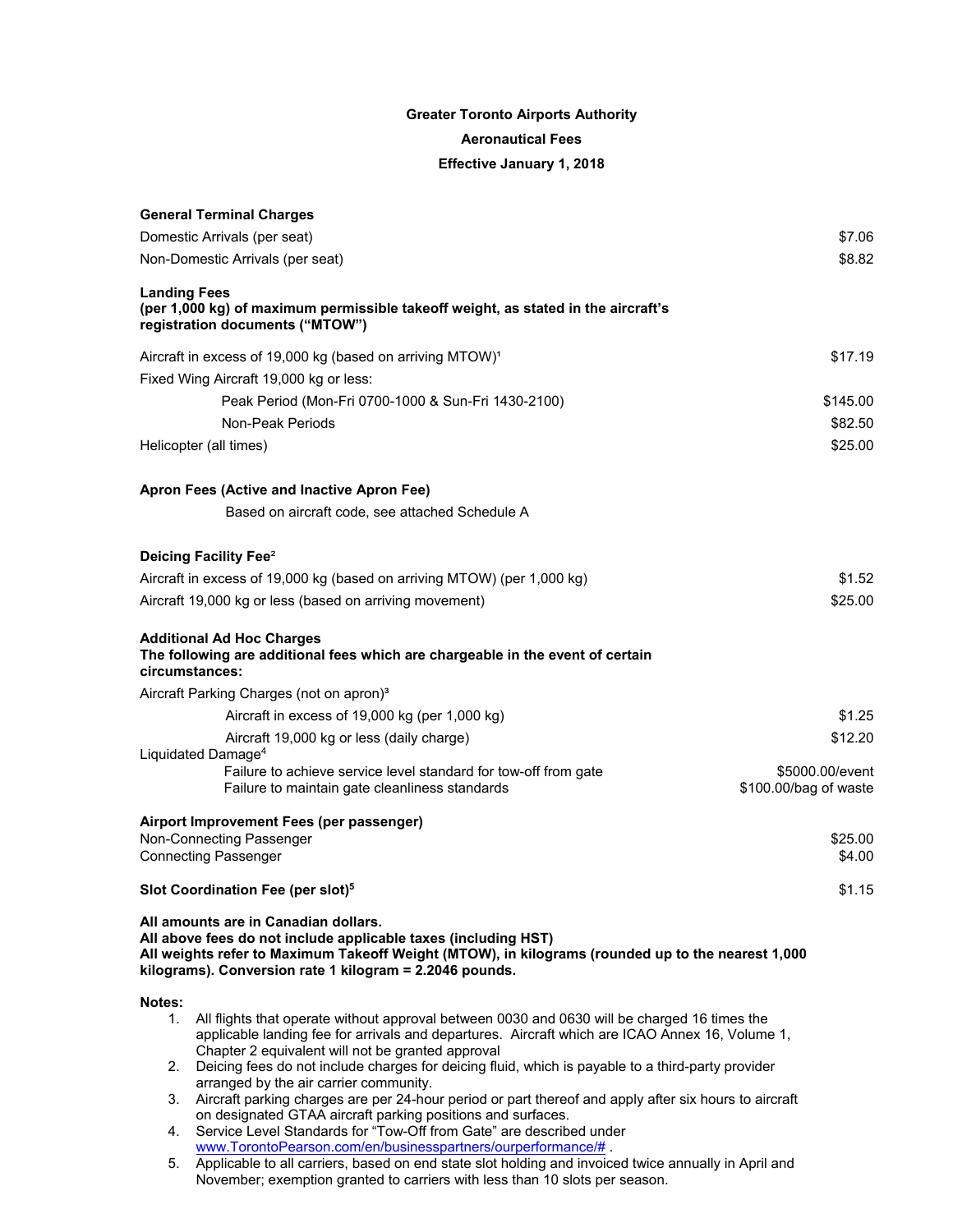**Greater Toronto Airports Authority**

**Aeronautical Fees**

**Effective January 1, 2018**

| | |
|---|---|
| **General Terminal Charges** | |
| Domestic Arrivals (per seat) | $7.06 |
| Non-Domestic Arrivals (per seat) | $8.82 |
| **Landing Fees (per 1,000 kg) of maximum permissible takeoff weight, as stated in the aircraft's registration documents ("MTOW")** | |
| Aircraft in excess of 19,000 kg (based on arriving MTOW)[1] | $17.19 |
| Fixed Wing Aircraft 19,000 kg or less: | |
| Peak Period (Mon-Fri 0700-1000 & Sun-Fri 1430-2100) | $145.00 |
| Non-Peak Periods | $82.50 |
| Helicopter (all times) | $25.00 |
| **Apron Fees (Active and Inactive Apron Fee)** | |
| Based on aircraft code, see attached Schedule A | |
| **Deicing Facility Fee[2]** | |
| Aircraft in excess of 19,000 kg (based on arriving MTOW) (per 1,000 kg) | $1.52 |
| Aircraft 19,000 kg or less (based on arriving movement) | $25.00 |
| **Additional Ad Hoc Charges The following are additional fees which are chargeable in the event of certain circumstances:** | |
| Aircraft Parking Charges (not on apron)[3] | |
| Aircraft in excess of 19,000 kg (per 1,000 kg) | $1.25 |
| Aircraft 19,000 kg or less (daily charge) | $12.20 |
| Liquidated Damage[4] | |
| Failure to achieve service level standard for tow-off from gate | $5000.00/event |
| Failure to maintain gate cleanliness standards | $100.00/bag of waste |
| **Airport Improvement Fees (per passenger)** | |
| Non-Connecting Passenger | $25.00 |
| Connecting Passenger | $4.00 |
| **Slot Coordination Fee (per slot)[5]** | $1.15 |

**All amounts are in Canadian dollars.**
**All above fees do not include applicable taxes (including HST)**
**All weights refer to Maximum Takeoff Weight (MTOW), in kilograms (rounded up to the nearest 1,000 kilograms). Conversion rate 1 kilogram = 2.2046 pounds.**

**Notes:**

1. All flights that operate without approval between 0030 and 0630 will be charged 16 times the applicable landing fee for arrivals and departures. Aircraft which are ICAO Annex 16, Volume 1, Chapter 2 equivalent will not be granted approval
2. Deicing fees do not include charges for deicing fluid, which is payable to a third-party provider arranged by the air carrier community.
3. Aircraft parking charges are per 24-hour period or part thereof and apply after six hours to aircraft on designated GTAA aircraft parking positions and surfaces.
4. Service Level Standards for "Tow-Off from Gate" are described under www.TorontoPearson.com/en/businesspartners/ourperformance/# .
5. Applicable to all carriers, based on end state slot holding and invoiced twice annually in April and November; exemption granted to carriers with less than 10 slots per season.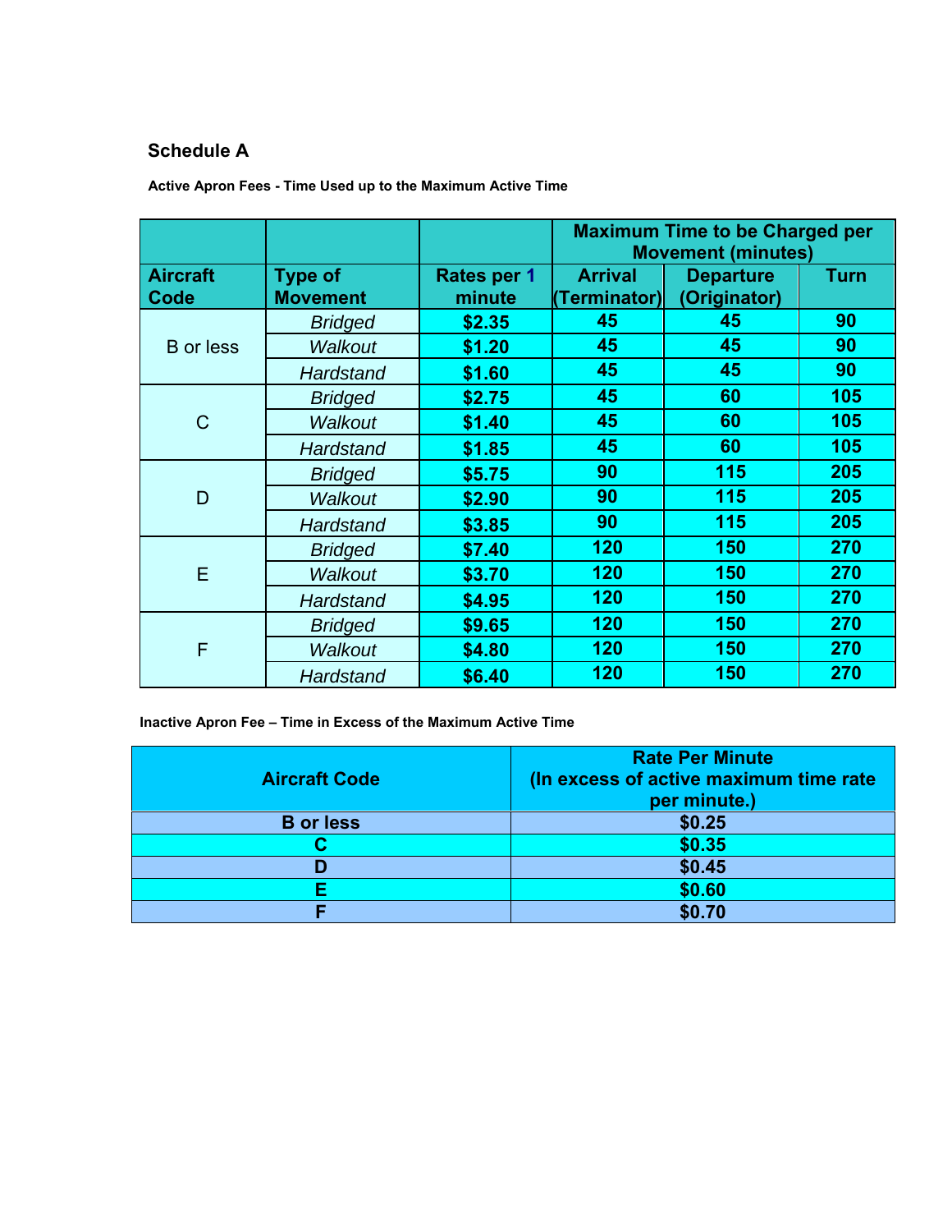## Schedule A

**Active Apron Fees - Time Used up to the Maximum Active Time**

| | | | Maximum Time to be Charged per Movement (minutes) | | |
|---|---|---|---|---|---|
| **Aircraft Code** | **Type of Movement** | **Rates per 1 minute** | **Arrival (Terminator)** | **Departure (Originator)** | **Turn** |
| B or less | *Bridged* | **$2.35** | **45** | **45** | **90** |
| | *Walkout* | **$1.20** | **45** | **45** | **90** |
| | *Hardstand* | **$1.60** | **45** | **45** | **90** |
| C | *Bridged* | **$2.75** | **45** | **60** | **105** |
| | *Walkout* | **$1.40** | **45** | **60** | **105** |
| | *Hardstand* | **$1.85** | **45** | **60** | **105** |
| D | *Bridged* | **$5.75** | **90** | **115** | **205** |
| | *Walkout* | **$2.90** | **90** | **115** | **205** |
| | *Hardstand* | **$3.85** | **90** | **115** | **205** |
| E | *Bridged* | **$7.40** | **120** | **150** | **270** |
| | *Walkout* | **$3.70** | **120** | **150** | **270** |
| | *Hardstand* | **$4.95** | **120** | **150** | **270** |
| F | *Bridged* | **$9.65** | **120** | **150** | **270** |
| | *Walkout* | **$4.80** | **120** | **150** | **270** |
| | *Hardstand* | **$6.40** | **120** | **150** | **270** |

**Inactive Apron Fee – Time in Excess of the Maximum Active Time**

| Aircraft Code | Rate Per Minute (In excess of active maximum time rate per minute.) |
|---|---|
| **B or less** | **$0.25** |
| **C** | **$0.35** |
| **D** | **$0.45** |
| **E** | **$0.60** |
| **F** | **$0.70** |